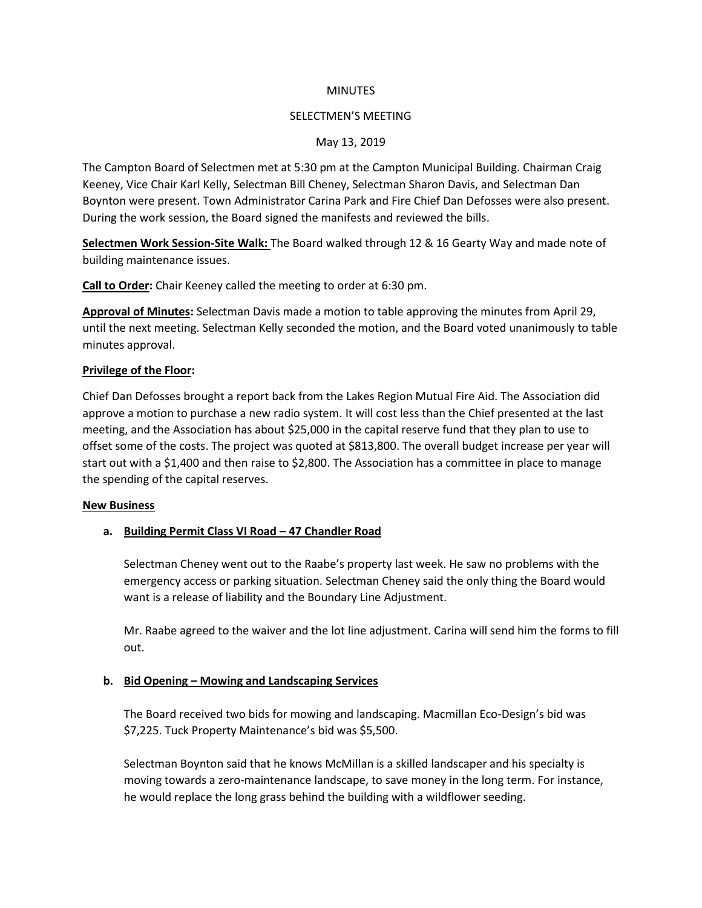MINUTES

SELECTMEN'S MEETING

May 13, 2019

The Campton Board of Selectmen met at 5:30 pm at the Campton Municipal Building. Chairman Craig Keeney, Vice Chair Karl Kelly, Selectman Bill Cheney, Selectman Sharon Davis, and Selectman Dan Boynton were present. Town Administrator Carina Park and Fire Chief Dan Defosses were also present. During the work session, the Board signed the manifests and reviewed the bills.

**Selectmen Work Session-Site Walk:** The Board walked through 12 & 16 Gearty Way and made note of building maintenance issues.

**Call to Order:** Chair Keeney called the meeting to order at 6:30 pm.

**Approval of Minutes:** Selectman Davis made a motion to table approving the minutes from April 29, until the next meeting. Selectman Kelly seconded the motion, and the Board voted unanimously to table minutes approval.

**Privilege of the Floor:**

Chief Dan Defosses brought a report back from the Lakes Region Mutual Fire Aid. The Association did approve a motion to purchase a new radio system. It will cost less than the Chief presented at the last meeting, and the Association has about $25,000 in the capital reserve fund that they plan to use to offset some of the costs. The project was quoted at $813,800. The overall budget increase per year will start out with a $1,400 and then raise to $2,800. The Association has a committee in place to manage the spending of the capital reserves.

**New Business**

**a. Building Permit Class VI Road – 47 Chandler Road**

Selectman Cheney went out to the Raabe's property last week. He saw no problems with the emergency access or parking situation. Selectman Cheney said the only thing the Board would want is a release of liability and the Boundary Line Adjustment.

Mr. Raabe agreed to the waiver and the lot line adjustment. Carina will send him the forms to fill out.

**b. Bid Opening – Mowing and Landscaping Services**

The Board received two bids for mowing and landscaping. Macmillan Eco-Design's bid was $7,225. Tuck Property Maintenance's bid was $5,500.

Selectman Boynton said that he knows McMillan is a skilled landscaper and his specialty is moving towards a zero-maintenance landscape, to save money in the long term. For instance, he would replace the long grass behind the building with a wildflower seeding.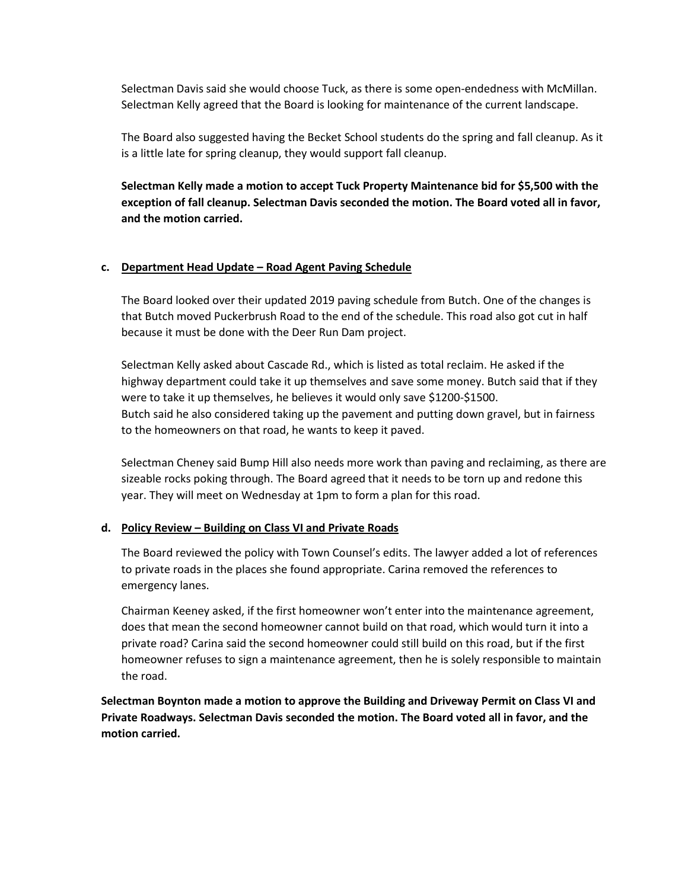Selectman Davis said she would choose Tuck, as there is some open-endedness with McMillan. Selectman Kelly agreed that the Board is looking for maintenance of the current landscape.

The Board also suggested having the Becket School students do the spring and fall cleanup. As it is a little late for spring cleanup, they would support fall cleanup.

**Selectman Kelly made a motion to accept Tuck Property Maintenance bid for $5,500 with the exception of fall cleanup. Selectman Davis seconded the motion. The Board voted all in favor, and the motion carried.**

**c. Department Head Update – Road Agent Paving Schedule**

The Board looked over their updated 2019 paving schedule from Butch. One of the changes is that Butch moved Puckerbrush Road to the end of the schedule. This road also got cut in half because it must be done with the Deer Run Dam project.

Selectman Kelly asked about Cascade Rd., which is listed as total reclaim. He asked if the highway department could take it up themselves and save some money. Butch said that if they were to take it up themselves, he believes it would only save $1200-$1500.
Butch said he also considered taking up the pavement and putting down gravel, but in fairness to the homeowners on that road, he wants to keep it paved.

Selectman Cheney said Bump Hill also needs more work than paving and reclaiming, as there are sizeable rocks poking through. The Board agreed that it needs to be torn up and redone this year. They will meet on Wednesday at 1pm to form a plan for this road.

**d. Policy Review – Building on Class VI and Private Roads**

The Board reviewed the policy with Town Counsel's edits. The lawyer added a lot of references to private roads in the places she found appropriate. Carina removed the references to emergency lanes.

Chairman Keeney asked, if the first homeowner won't enter into the maintenance agreement, does that mean the second homeowner cannot build on that road, which would turn it into a private road? Carina said the second homeowner could still build on this road, but if the first homeowner refuses to sign a maintenance agreement, then he is solely responsible to maintain the road.

**Selectman Boynton made a motion to approve the Building and Driveway Permit on Class VI and Private Roadways. Selectman Davis seconded the motion. The Board voted all in favor, and the motion carried.**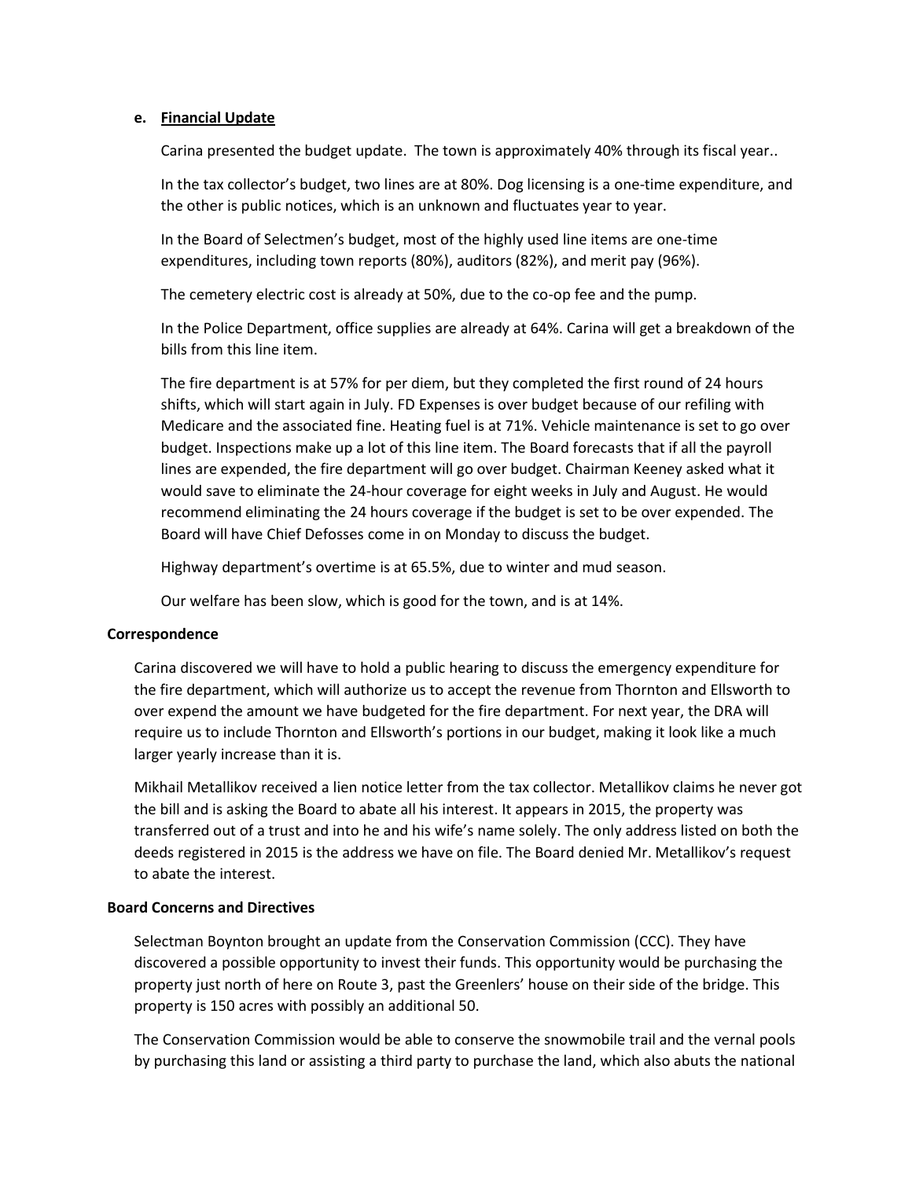**e. Financial Update**

Carina presented the budget update. The town is approximately 40% through its fiscal year..

In the tax collector's budget, two lines are at 80%. Dog licensing is a one-time expenditure, and the other is public notices, which is an unknown and fluctuates year to year.

In the Board of Selectmen's budget, most of the highly used line items are one-time expenditures, including town reports (80%), auditors (82%), and merit pay (96%).

The cemetery electric cost is already at 50%, due to the co-op fee and the pump.

In the Police Department, office supplies are already at 64%. Carina will get a breakdown of the bills from this line item.

The fire department is at 57% for per diem, but they completed the first round of 24 hours shifts, which will start again in July. FD Expenses is over budget because of our refiling with Medicare and the associated fine. Heating fuel is at 71%. Vehicle maintenance is set to go over budget. Inspections make up a lot of this line item. The Board forecasts that if all the payroll lines are expended, the fire department will go over budget. Chairman Keeney asked what it would save to eliminate the 24-hour coverage for eight weeks in July and August. He would recommend eliminating the 24 hours coverage if the budget is set to be over expended. The Board will have Chief Defosses come in on Monday to discuss the budget.

Highway department's overtime is at 65.5%, due to winter and mud season.

Our welfare has been slow, which is good for the town, and is at 14%.

**Correspondence**

Carina discovered we will have to hold a public hearing to discuss the emergency expenditure for the fire department, which will authorize us to accept the revenue from Thornton and Ellsworth to over expend the amount we have budgeted for the fire department. For next year, the DRA will require us to include Thornton and Ellsworth's portions in our budget, making it look like a much larger yearly increase than it is.

Mikhail Metallikov received a lien notice letter from the tax collector. Metallikov claims he never got the bill and is asking the Board to abate all his interest. It appears in 2015, the property was transferred out of a trust and into he and his wife's name solely. The only address listed on both the deeds registered in 2015 is the address we have on file. The Board denied Mr. Metallikov's request to abate the interest.

**Board Concerns and Directives**

Selectman Boynton brought an update from the Conservation Commission (CCC). They have discovered a possible opportunity to invest their funds. This opportunity would be purchasing the property just north of here on Route 3, past the Greenlers' house on their side of the bridge. This property is 150 acres with possibly an additional 50.

The Conservation Commission would be able to conserve the snowmobile trail and the vernal pools by purchasing this land or assisting a third party to purchase the land, which also abuts the national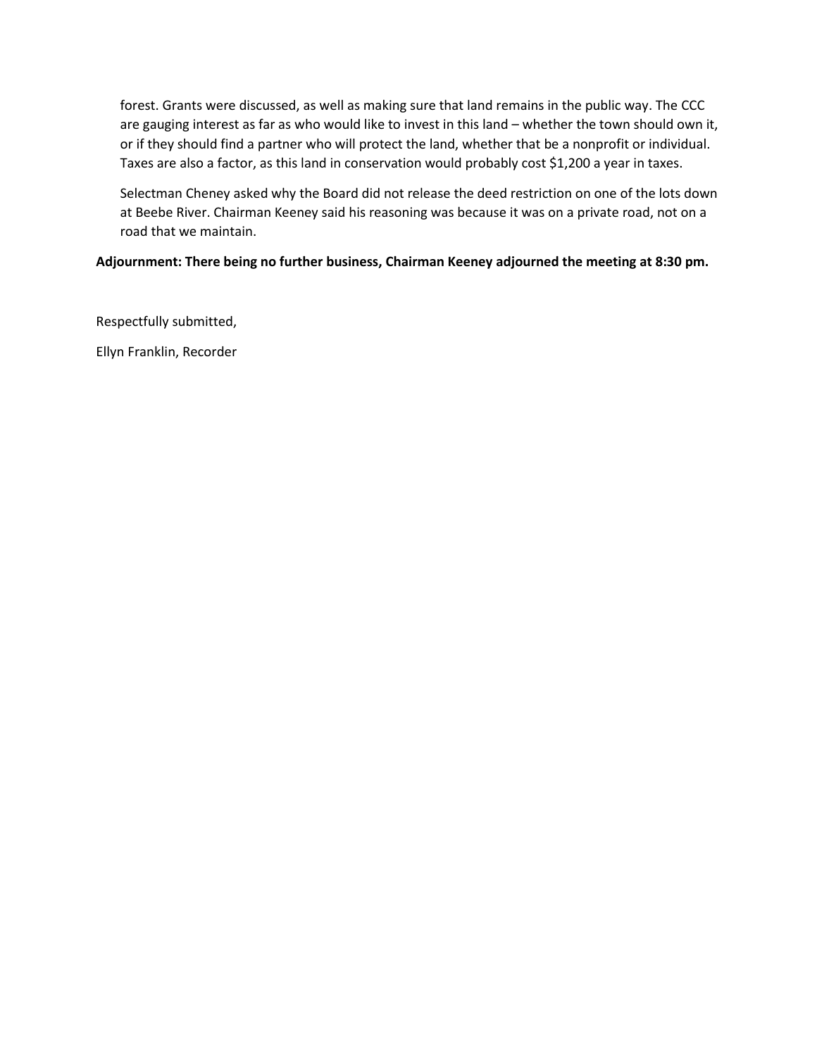forest. Grants were discussed, as well as making sure that land remains in the public way. The CCC are gauging interest as far as who would like to invest in this land – whether the town should own it, or if they should find a partner who will protect the land, whether that be a nonprofit or individual. Taxes are also a factor, as this land in conservation would probably cost $1,200 a year in taxes.

Selectman Cheney asked why the Board did not release the deed restriction on one of the lots down at Beebe River. Chairman Keeney said his reasoning was because it was on a private road, not on a road that we maintain.

**Adjournment: There being no further business, Chairman Keeney adjourned the meeting at 8:30 pm.**

Respectfully submitted,

Ellyn Franklin, Recorder